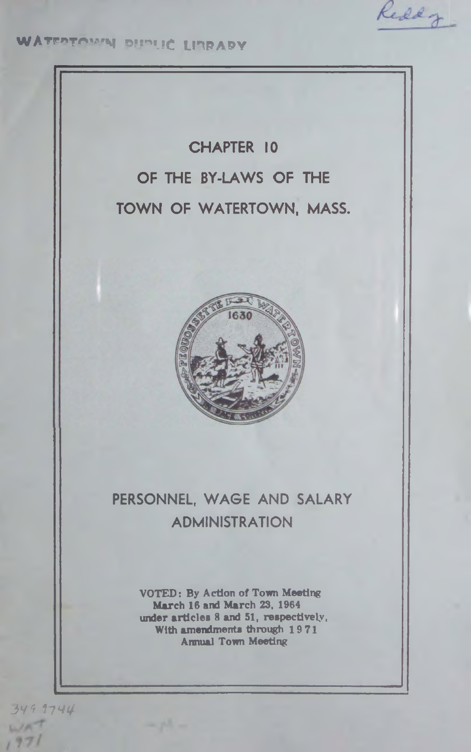Reddy

WATERTOWN PUBLIC LIBRARY

# CHAPTER 10

# OF THE BY-LAWS OF THE

# TOWN OF WATERTOWN, MASS.

## PERSONNEL, WAGE AND SALARY ADMINISTRATION

**VOTED: By Action of Town Meeting**
**March 16 and March 23, 1964**
**under articles 8 and 51, respectively,**
**With amendments through 1971**
**Annual Town Meeting**

349.9744
WAT
1971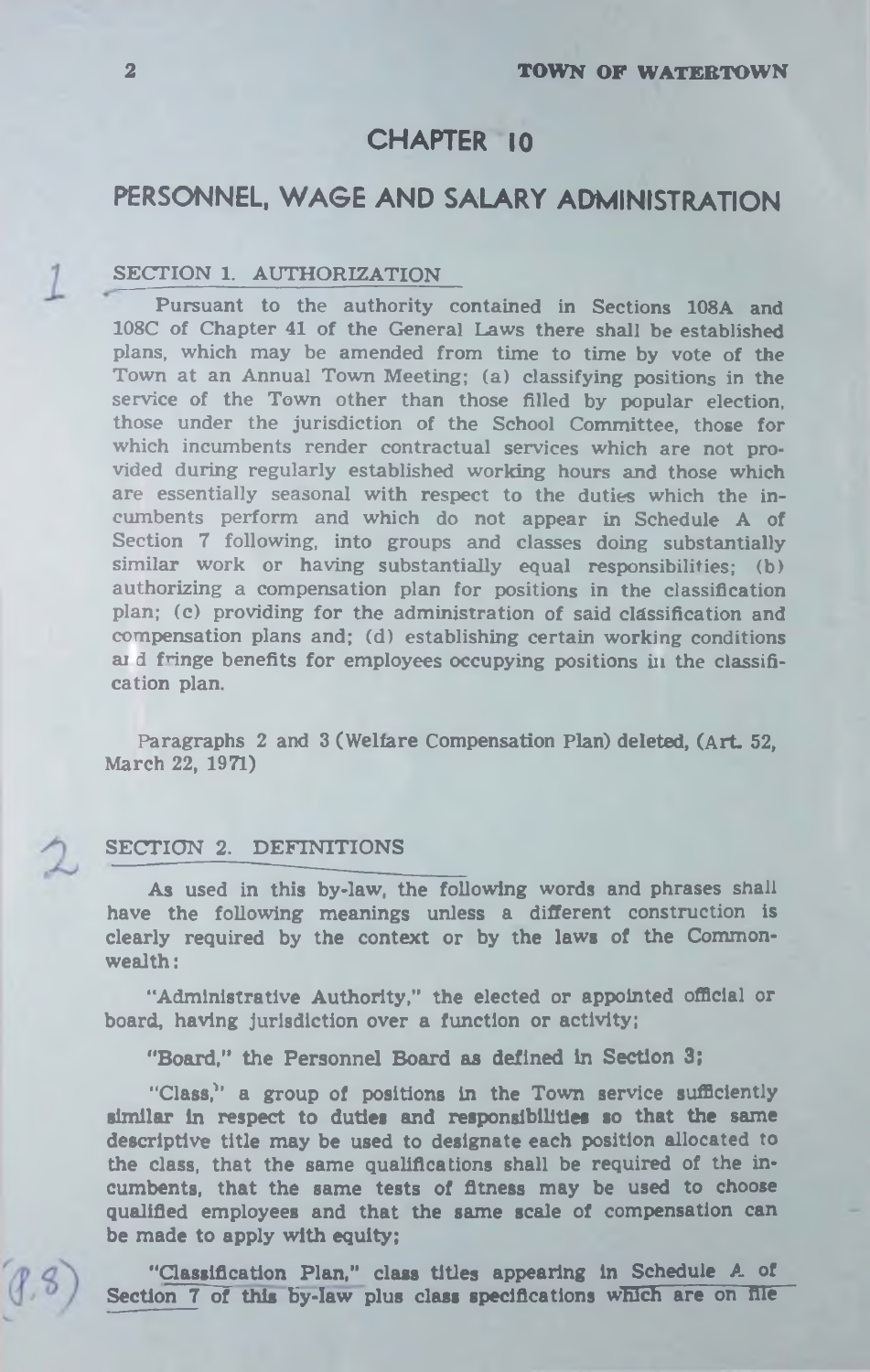# CHAPTER 10

## PERSONNEL, WAGE AND SALARY ADMINISTRATION

### SECTION 1. AUTHORIZATION

Pursuant to the authority contained in Sections 108A and 108C of Chapter 41 of the General Laws there shall be established plans, which may be amended from time to time by vote of the Town at an Annual Town Meeting; (a) classifying positions in the service of the Town other than those filled by popular election, those under the jurisdiction of the School Committee, those for which incumbents render contractual services which are not provided during regularly established working hours and those which are essentially seasonal with respect to the duties which the incumbents perform and which do not appear in Schedule A of Section 7 following, into groups and classes doing substantially similar work or having substantially equal responsibilities; (b) authorizing a compensation plan for positions in the classification plan; (c) providing for the administration of said classification and compensation plans and; (d) establishing certain working conditions and fringe benefits for employees occupying positions in the classification plan.

Paragraphs 2 and 3 (Welfare Compensation Plan) deleted, (Art. 52, March 22, 1971)

### SECTION 2. DEFINITIONS

As used in this by-law, the following words and phrases shall have the following meanings unless a different construction is clearly required by the context or by the laws of the Commonwealth:

"Administrative Authority," the elected or appointed official or board, having jurisdiction over a function or activity;

"Board," the Personnel Board as defined in Section 3;

"Class," a group of positions in the Town service sufficiently similar in respect to duties and responsibilities so that the same descriptive title may be used to designate each position allocated to the class, that the same qualifications shall be required of the incumbents, that the same tests of fitness may be used to choose qualified employees and that the same scale of compensation can be made to apply with equity;

"Classification Plan," class titles appearing in Schedule A of Section 7 of this by-law plus class specifications which are on file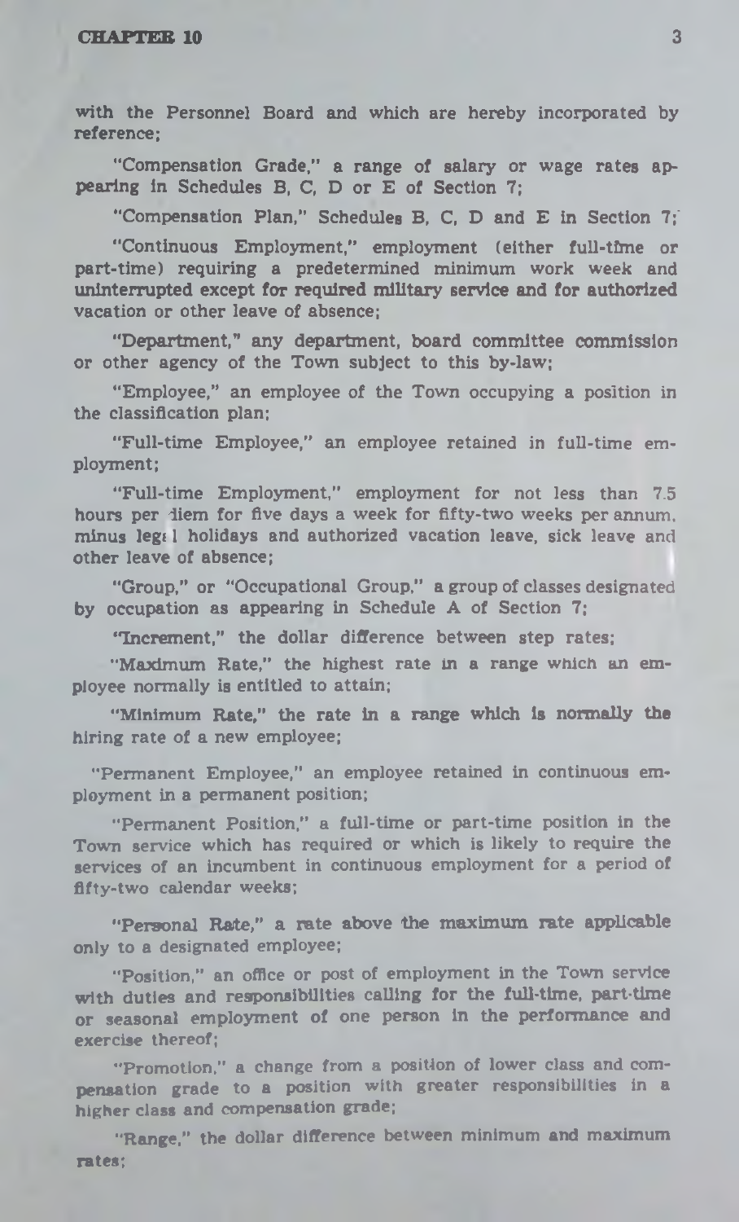with the Personnel Board and which are hereby incorporated by reference;

"Compensation Grade," a range of salary or wage rates appearing in Schedules B, C, D or E of Section 7;

"Compensation Plan," Schedules B, C, D and E in Section 7;

"Continuous Employment," employment (either full-time or part-time) requiring a predetermined minimum work week and uninterrupted except for required military service and for authorized vacation or other leave of absence;

"Department," any department, board committee commission or other agency of the Town subject to this by-law;

"Employee," an employee of the Town occupying a position in the classification plan;

"Full-time Employee," an employee retained in full-time employment;

"Full-time Employment," employment for not less than 7.5 hours per diem for five days a week for fifty-two weeks per annum, minus legal holidays and authorized vacation leave, sick leave and other leave of absence;

"Group," or "Occupational Group," a group of classes designated by occupation as appearing in Schedule A of Section 7;

"Increment," the dollar difference between step rates;

"Maximum Rate," the highest rate in a range which an employee normally is entitled to attain;

"Minimum Rate," the rate in a range which is normally the hiring rate of a new employee;

"Permanent Employee," an employee retained in continuous employment in a permanent position;

"Permanent Position," a full-time or part-time position in the Town service which has required or which is likely to require the services of an incumbent in continuous employment for a period of fifty-two calendar weeks;

"Personal Rate," a rate above the maximum rate applicable only to a designated employee;

"Position," an office or post of employment in the Town service with duties and responsibilities calling for the full-time, part-time or seasonal employment of one person in the performance and exercise thereof;

"Promotion," a change from a position of lower class and compensation grade to a position with greater responsibilities in a higher class and compensation grade;

"Range," the dollar difference between minimum and maximum rates;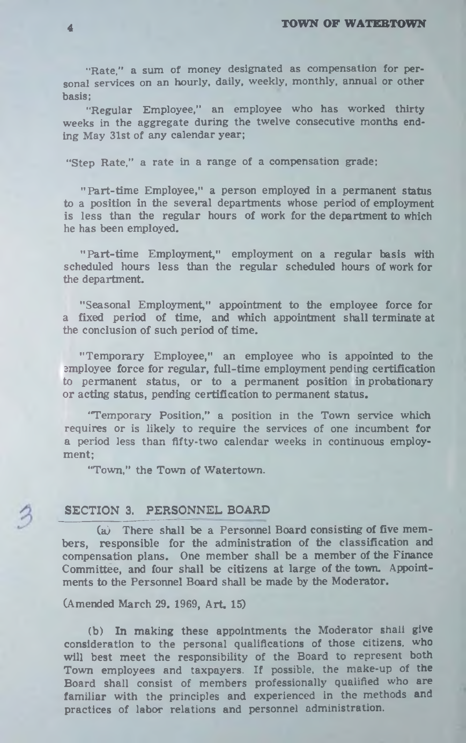"Rate," a sum of money designated as compensation for personal services on an hourly, daily, weekly, monthly, annual or other basis;

"Regular Employee," an employee who has worked thirty weeks in the aggregate during the twelve consecutive months ending May 31st of any calendar year;

"Step Rate," a rate in a range of a compensation grade;

"Part-time Employee," a person employed in a permanent status to a position in the several departments whose period of employment is less than the regular hours of work for the department to which he has been employed.

"Part-time Employment," employment on a regular basis with scheduled hours less than the regular scheduled hours of work for the department.

"Seasonal Employment," appointment to the employee force for a fixed period of time, and which appointment shall terminate at the conclusion of such period of time.

"Temporary Employee," an employee who is appointed to the employee force for regular, full-time employment pending certification to permanent status, or to a permanent position in probationary or acting status, pending certification to permanent status.

"Temporary Position," a position in the Town service which requires or is likely to require the services of one incumbent for a period less than fifty-two calendar weeks in continuous employment;

"Town," the Town of Watertown.

## SECTION 3. PERSONNEL BOARD

(a) There shall be a Personnel Board consisting of five members, responsible for the administration of the classification and compensation plans. One member shall be a member of the Finance Committee, and four shall be citizens at large of the town. Appointments to the Personnel Board shall be made by the Moderator.

(Amended March 29, 1969, Art. 15)

(b) In making these appointments the Moderator shall give consideration to the personal qualifications of those citizens, who will best meet the responsibility of the Board to represent both Town employees and taxpayers. If possible, the make-up of the Board shall consist of members professionally qualified who are familiar with the principles and experienced in the methods and practices of labor relations and personnel administration.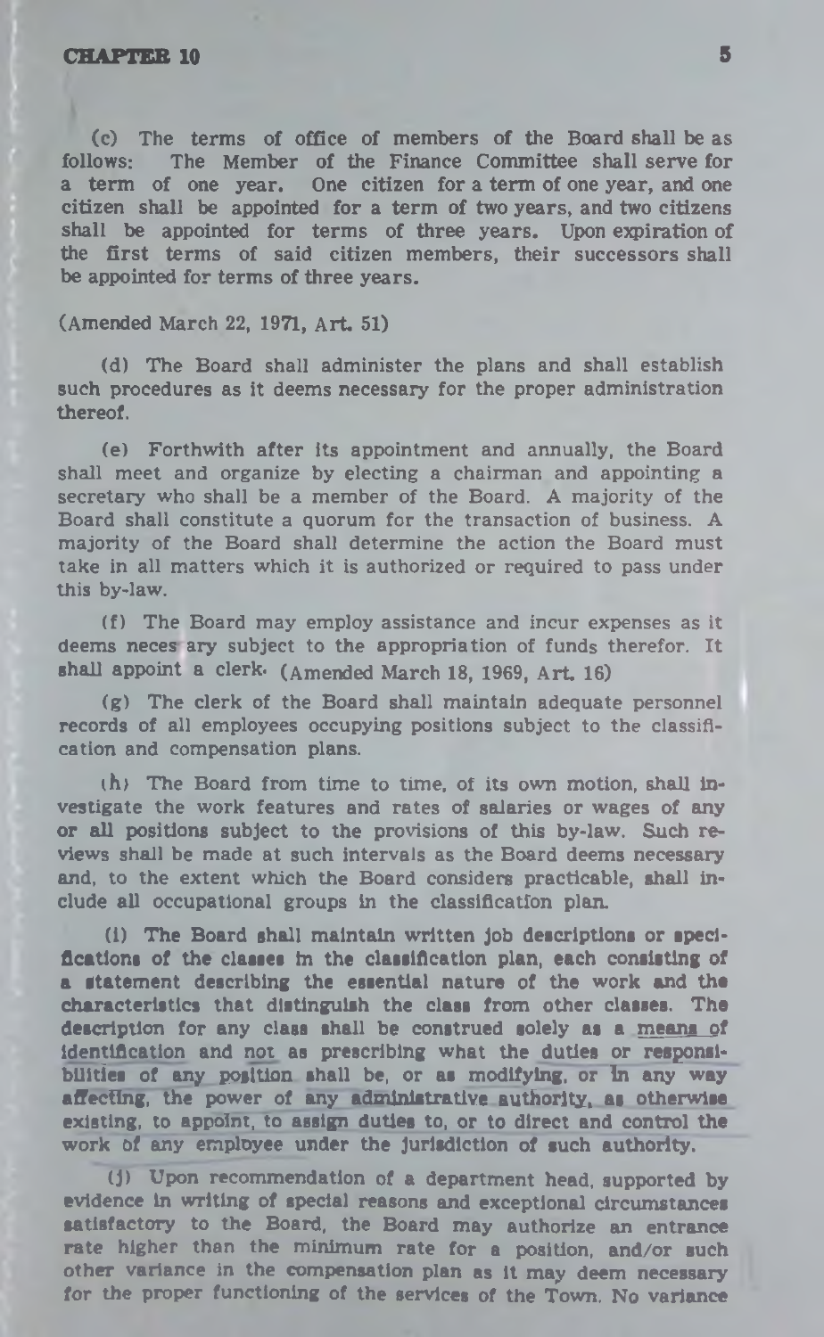(c) The terms of office of members of the Board shall be as follows: The Member of the Finance Committee shall serve for a term of one year. One citizen for a term of one year, and one citizen shall be appointed for a term of two years, and two citizens shall be appointed for terms of three years. Upon expiration of the first terms of said citizen members, their successors shall be appointed for terms of three years.

(Amended March 22, 1971, Art. 51)

(d) The Board shall administer the plans and shall establish such procedures as it deems necessary for the proper administration thereof.

(e) Forthwith after its appointment and annually, the Board shall meet and organize by electing a chairman and appointing a secretary who shall be a member of the Board. A majority of the Board shall constitute a quorum for the transaction of business. A majority of the Board shall determine the action the Board must take in all matters which it is authorized or required to pass under this by-law.

(f) The Board may employ assistance and incur expenses as it deems necessary subject to the appropriation of funds therefor. It shall appoint a clerk. (Amended March 18, 1969, Art. 16)

(g) The clerk of the Board shall maintain adequate personnel records of all employees occupying positions subject to the classification and compensation plans.

(h) The Board from time to time, of its own motion, shall investigate the work features and rates of salaries or wages of any or all positions subject to the provisions of this by-law. Such reviews shall be made at such intervals as the Board deems necessary and, to the extent which the Board considers practicable, shall include all occupational groups in the classification plan.

(i) The Board shall maintain written job descriptions or specifications of the classes in the classification plan, each consisting of a statement describing the essential nature of the work and the characteristics that distinguish the class from other classes. The description for any class shall be construed solely as a means of identification and not as prescribing what the duties or responsibilities of any position shall be, or as modifying, or in any way affecting, the power of any administrative authority, as otherwise existing, to appoint, to assign duties to, or to direct and control the work of any employee under the jurisdiction of such authority.

(j) Upon recommendation of a department head, supported by evidence in writing of special reasons and exceptional circumstances satisfactory to the Board, the Board may authorize an entrance rate higher than the minimum rate for a position, and/or such other variance in the compensation plan as it may deem necessary for the proper functioning of the services of the Town. No variance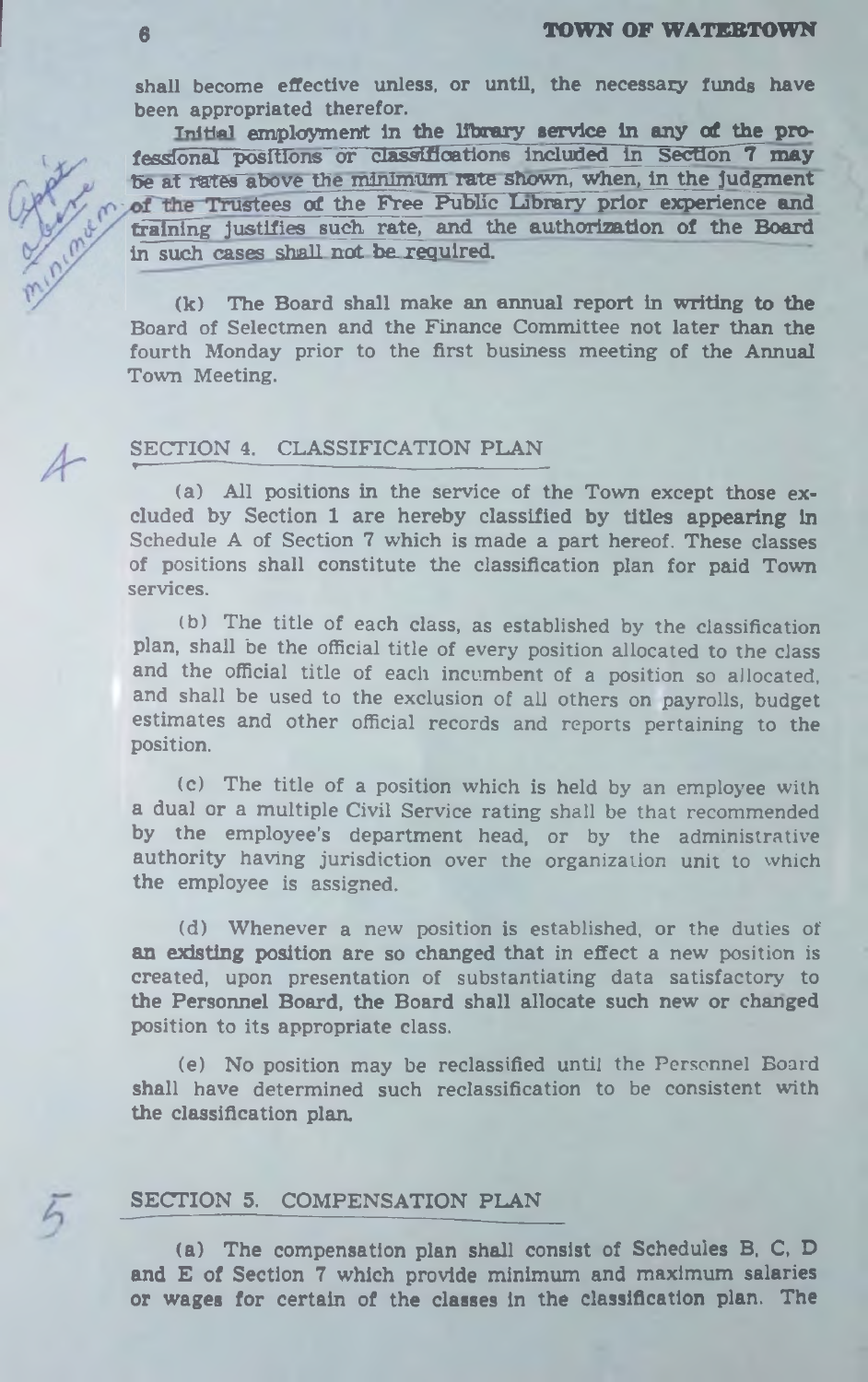shall become effective unless, or until, the necessary funds have been appropriated therefor.

Initial employment in the library service in any of the professional positions or classifications included in Section 7 may be at rates above the minimum rate shown, when, in the judgment of the Trustees of the Free Public Library prior experience and training justifies such rate, and the authorization of the Board in such cases shall not be required.

(k) The Board shall make an annual report in writing to the Board of Selectmen and the Finance Committee not later than the fourth Monday prior to the first business meeting of the Annual Town Meeting.

## SECTION 4. CLASSIFICATION PLAN

(a) All positions in the service of the Town except those excluded by Section 1 are hereby classified by titles appearing in Schedule A of Section 7 which is made a part hereof. These classes of positions shall constitute the classification plan for paid Town services.

(b) The title of each class, as established by the classification plan, shall be the official title of every position allocated to the class and the official title of each incumbent of a position so allocated, and shall be used to the exclusion of all others on payrolls, budget estimates and other official records and reports pertaining to the position.

(c) The title of a position which is held by an employee with a dual or a multiple Civil Service rating shall be that recommended by the employee's department head, or by the administrative authority having jurisdiction over the organization unit to which the employee is assigned.

(d) Whenever a new position is established, or the duties of an existing position are so changed that in effect a new position is created, upon presentation of substantiating data satisfactory to the Personnel Board, the Board shall allocate such new or changed position to its appropriate class.

(e) No position may be reclassified until the Personnel Board shall have determined such reclassification to be consistent with the classification plan.

## SECTION 5. COMPENSATION PLAN

(a) The compensation plan shall consist of Schedules B, C, D and E of Section 7 which provide minimum and maximum salaries or wages for certain of the classes in the classification plan. The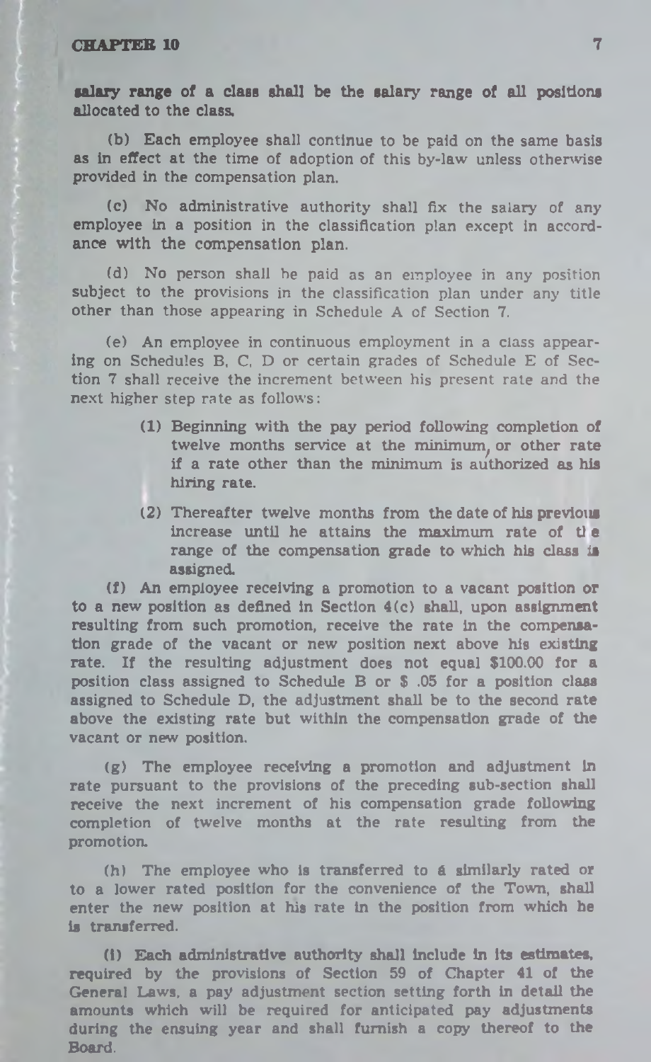salary range of a class shall be the salary range of all positions allocated to the class.

(b) Each employee shall continue to be paid on the same basis as in effect at the time of adoption of this by-law unless otherwise provided in the compensation plan.

(c) No administrative authority shall fix the salary of any employee in a position in the classification plan except in accordance with the compensation plan.

(d) No person shall be paid as an employee in any position subject to the provisions in the classification plan under any title other than those appearing in Schedule A of Section 7.

(e) An employee in continuous employment in a class appearing on Schedules B, C, D or certain grades of Schedule E of Section 7 shall receive the increment between his present rate and the next higher step rate as follows:

(1) Beginning with the pay period following completion of twelve months service at the minimum, or other rate if a rate other than the minimum is authorized as his hiring rate.

(2) Thereafter twelve months from the date of his previous increase until he attains the maximum rate of the range of the compensation grade to which his class is assigned.

(f) An employee receiving a promotion to a vacant position or to a new position as defined in Section 4(c) shall, upon assignment resulting from such promotion, receive the rate in the compensation grade of the vacant or new position next above his existing rate. If the resulting adjustment does not equal $100.00 for a position class assigned to Schedule B or $ .05 for a position class assigned to Schedule D, the adjustment shall be to the second rate above the existing rate but within the compensation grade of the vacant or new position.

(g) The employee receiving a promotion and adjustment in rate pursuant to the provisions of the preceding sub-section shall receive the next increment of his compensation grade following completion of twelve months at the rate resulting from the promotion.

(h) The employee who is transferred to a similarly rated or to a lower rated position for the convenience of the Town, shall enter the new position at his rate in the position from which he is transferred.

(i) Each administrative authority shall include in its estimates, required by the provisions of Section 59 of Chapter 41 of the General Laws, a pay adjustment section setting forth in detail the amounts which will be required for anticipated pay adjustments during the ensuing year and shall furnish a copy thereof to the Board.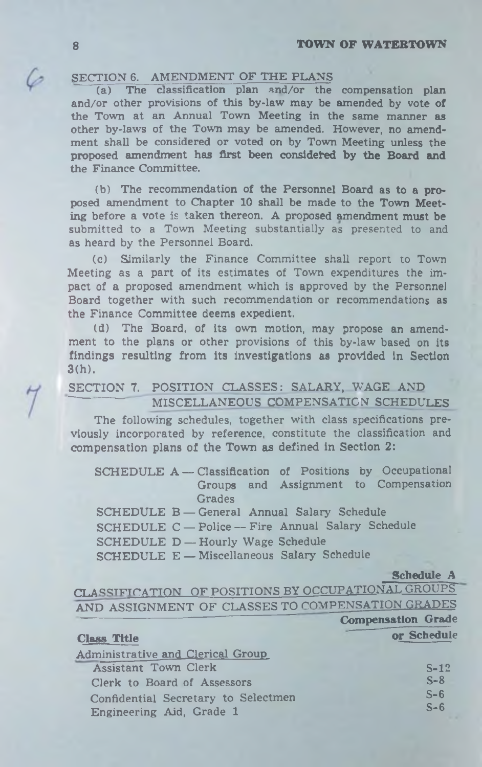## SECTION 6. AMENDMENT OF THE PLANS

(a) The classification plan and/or the compensation plan and/or other provisions of this by-law may be amended by vote of the Town at an Annual Town Meeting in the same manner as other by-laws of the Town may be amended. However, no amendment shall be considered or voted on by Town Meeting unless the proposed amendment has first been considered by the Board and the Finance Committee.

(b) The recommendation of the Personnel Board as to a proposed amendment to Chapter 10 shall be made to the Town Meeting before a vote is taken thereon. A proposed amendment must be submitted to a Town Meeting substantially as presented to and as heard by the Personnel Board.

(c) Similarly the Finance Committee shall report to Town Meeting as a part of its estimates of Town expenditures the impact of a proposed amendment which is approved by the Personnel Board together with such recommendation or recommendations as the Finance Committee deems expedient.

(d) The Board, of its own motion, may propose an amendment to the plans or other provisions of this by-law based on its findings resulting from its investigations as provided in Section 3(h).

## SECTION 7. POSITION CLASSES: SALARY, WAGE AND MISCELLANEOUS COMPENSATION SCHEDULES

The following schedules, together with class specifications previously incorporated by reference, constitute the classification and compensation plans of the Town as defined in Section 2:

SCHEDULE A — Classification of Positions by Occupational Groups and Assignment to Compensation Grades
SCHEDULE B — General Annual Salary Schedule
SCHEDULE C — Police — Fire Annual Salary Schedule
SCHEDULE D — Hourly Wage Schedule
SCHEDULE E — Miscellaneous Salary Schedule

**Schedule A**

### CLASSIFICATION OF POSITIONS BY OCCUPATIONAL GROUPS AND ASSIGNMENT OF CLASSES TO COMPENSATION GRADES

| Class Title | Compensation Grade or Schedule |
|---|---|
| Administrative and Clerical Group | |
| Assistant Town Clerk | S-12 |
| Clerk to Board of Assessors | S-8 |
| Confidential Secretary to Selectmen | S-6 |
| Engineering Aid, Grade 1 | S-6 |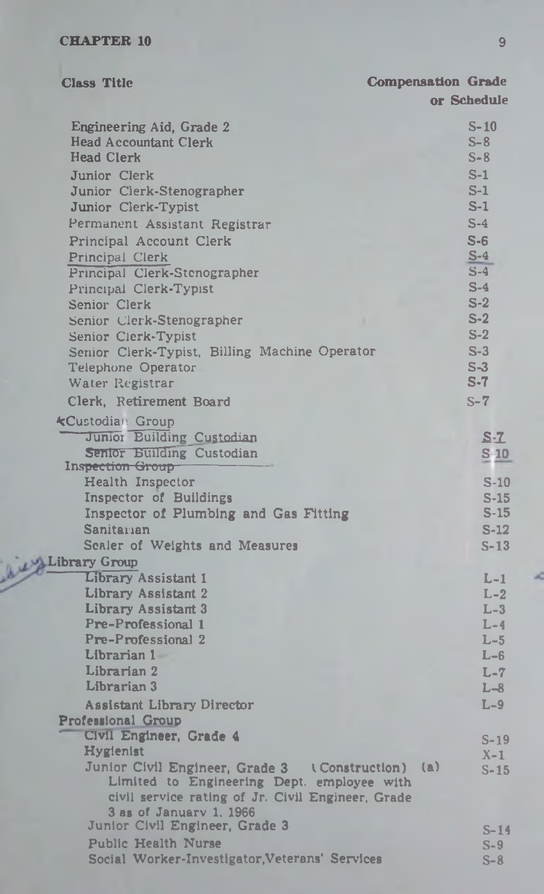| Class Title | Compensation Grade or Schedule |
|---|---|
| Engineering Aid, Grade 2 | S-10 |
| Head Accountant Clerk | S-8 |
| Head Clerk | S-8 |
| Junior Clerk | S-1 |
| Junior Clerk-Stenographer | S-1 |
| Junior Clerk-Typist | S-1 |
| Permanent Assistant Registrar | S-4 |
| Principal Account Clerk | S-6 |
| Principal Clerk | S-4 |
| Principal Clerk-Stenographer | S-4 |
| Principal Clerk-Typist | S-4 |
| Senior Clerk | S-2 |
| Senior Clerk-Stenographer | S-2 |
| Senior Clerk-Typist | S-2 |
| Senior Clerk-Typist, Billing Machine Operator | S-3 |
| Telephone Operator | S-3 |
| Water Registrar | S-7 |
| Clerk, Retirement Board | S-7 |
| **Custodian Group** | |
| Junior Building Custodian | S-7 |
| Senior Building Custodian | S-10 |
| **Inspection Group** | |
| Health Inspector | S-10 |
| Inspector of Buildings | S-15 |
| Inspector of Plumbing and Gas Fitting | S-15 |
| Sanitarian | S-12 |
| Sealer of Weights and Measures | S-13 |
| **Library Group** | |
| Library Assistant 1 | L-1 |
| Library Assistant 2 | L-2 |
| Library Assistant 3 | L-3 |
| Pre-Professional 1 | L-4 |
| Pre-Professional 2 | L-5 |
| Librarian 1 | L-6 |
| Librarian 2 | L-7 |
| Librarian 3 | L-8 |
| Assistant Library Director | L-9 |
| **Professional Group** | |
| Civil Engineer, Grade 4 | S-19 |
| Hygienist | X-1 |
| Junior Civil Engineer, Grade 3 (Construction) (a) Limited to Engineering Dept. employee with civil service rating of Jr. Civil Engineer, Grade 3 as of January 1, 1966 | S-15 |
| Junior Civil Engineer, Grade 3 | S-14 |
| Public Health Nurse | S-9 |
| Social Worker-Investigator, Veterans' Services | S-8 |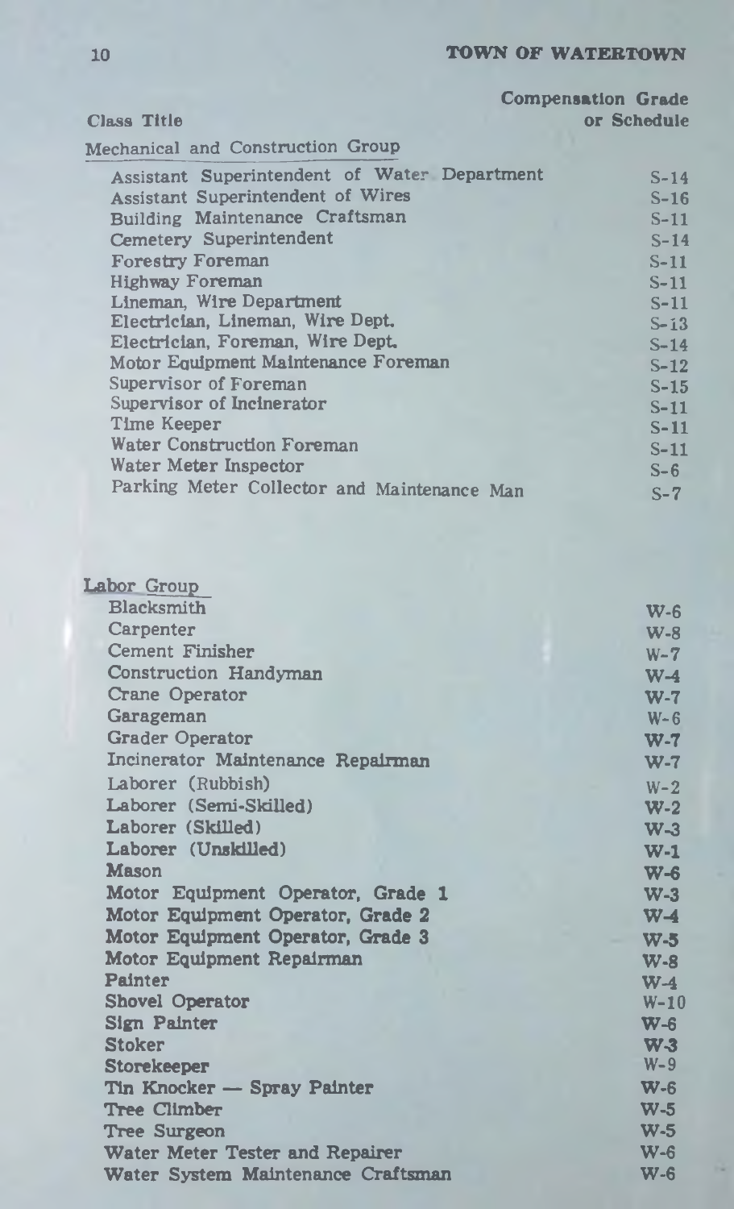| Class Title | Compensation Grade or Schedule |
|---|---|
| **Mechanical and Construction Group** | |
| Assistant Superintendent of Water Department | S-14 |
| Assistant Superintendent of Wires | S-16 |
| Building Maintenance Craftsman | S-11 |
| Cemetery Superintendent | S-14 |
| Forestry Foreman | S-11 |
| Highway Foreman | S-11 |
| Lineman, Wire Department | S-11 |
| Electrician, Lineman, Wire Dept. | S-13 |
| Electrician, Foreman, Wire Dept. | S-14 |
| Motor Equipment Maintenance Foreman | S-12 |
| Supervisor of Foreman | S-15 |
| Supervisor of Incinerator | S-11 |
| Time Keeper | S-11 |
| Water Construction Foreman | S-11 |
| Water Meter Inspector | S-6 |
| Parking Meter Collector and Maintenance Man | S-7 |
| **Labor Group** | |
| Blacksmith | W-6 |
| Carpenter | W-8 |
| Cement Finisher | W-7 |
| Construction Handyman | W-4 |
| Crane Operator | W-7 |
| Garageman | W-6 |
| Grader Operator | W-7 |
| Incinerator Maintenance Repairman | W-7 |
| Laborer (Rubbish) | W-2 |
| Laborer (Semi-Skilled) | W-2 |
| Laborer (Skilled) | W-3 |
| Laborer (Unskilled) | W-1 |
| Mason | W-6 |
| Motor Equipment Operator, Grade 1 | W-3 |
| Motor Equipment Operator, Grade 2 | W-4 |
| Motor Equipment Operator, Grade 3 | W-5 |
| Motor Equipment Repairman | W-8 |
| Painter | W-4 |
| Shovel Operator | W-10 |
| Sign Painter | W-6 |
| Stoker | W-3 |
| Storekeeper | W-9 |
| Tin Knocker — Spray Painter | W-6 |
| Tree Climber | W-5 |
| Tree Surgeon | W-5 |
| Water Meter Tester and Repairer | W-6 |
| Water System Maintenance Craftsman | W-6 |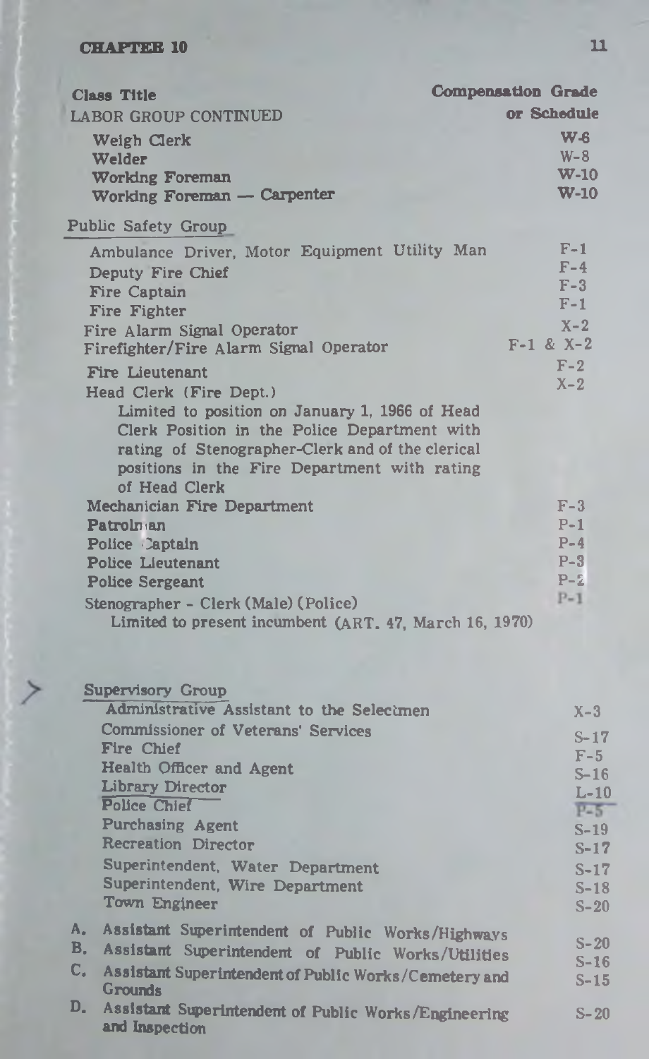| Class Title | Compensation Grade or Schedule |
|---|---|
| LABOR GROUP CONTINUED | |
| Weigh Clerk | W-6 |
| Welder | W-8 |
| Working Foreman | W-10 |
| Working Foreman — Carpenter | W-10 |
| **Public Safety Group** | |
| Ambulance Driver, Motor Equipment Utility Man | F-1 |
| Deputy Fire Chief | F-4 |
| Fire Captain | F-3 |
| Fire Fighter | F-1 |
| Fire Alarm Signal Operator | X-2 |
| Firefighter/Fire Alarm Signal Operator | F-1 & X-2 |
| Fire Lieutenant | F-2 |
| Head Clerk (Fire Dept.) Limited to position on January 1, 1966 of Head Clerk Position in the Police Department with rating of Stenographer-Clerk and of the clerical positions in the Fire Department with rating of Head Clerk | X-2 |
| Mechanician Fire Department | F-3 |
| Patrolman | P-1 |
| Police Captain | P-4 |
| Police Lieutenant | P-3 |
| Police Sergeant | P-2 |
| Stenographer - Clerk (Male) (Police) Limited to present incumbent (ART. 47, March 16, 1970) | P-1 |
| **Supervisory Group** | |
| Administrative Assistant to the Selectmen | X-3 |
| Commissioner of Veterans' Services | S-17 |
| Fire Chief | F-5 |
| Health Officer and Agent | S-16 |
| Library Director | L-10 |
| Police Chief | P-5 |
| Purchasing Agent | S-19 |
| Recreation Director | S-17 |
| Superintendent, Water Department | S-17 |
| Superintendent, Wire Department | S-18 |
| Town Engineer | S-20 |
| A. Assistant Superintendent of Public Works/Highways | S-20 |
| B. Assistant Superintendent of Public Works/Utilities | S-16 |
| C. Assistant Superintendent of Public Works/Cemetery and Grounds | S-15 |
| D. Assistant Superintendent of Public Works/Engineering and Inspection | S-20 |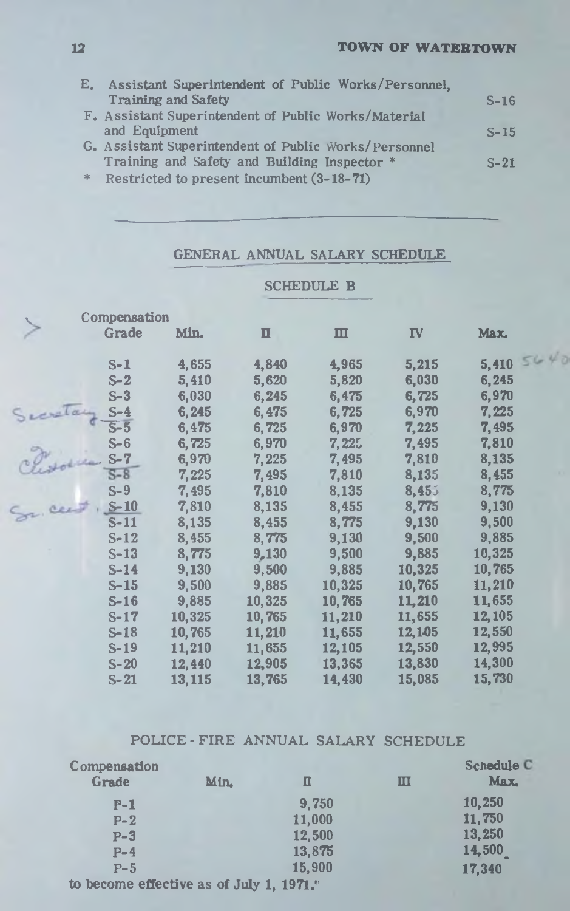E. Assistant Superintendent of Public Works/Personnel, Training and Safety — S-16

F. Assistant Superintendent of Public Works/Material and Equipment — S-15

G. Assistant Superintendent of Public Works/Personnel Training and Safety and Building Inspector * — S-21

\* Restricted to present incumbent (3-18-71)

---

## GENERAL ANNUAL SALARY SCHEDULE

### SCHEDULE B

| Compensation Grade | Min. | II | III | IV | Max. |
|---|---|---|---|---|---|
| S-1 | 4,655 | 4,840 | 4,965 | 5,215 | 5,410 |
| S-2 | 5,410 | 5,620 | 5,820 | 6,030 | 6,245 |
| S-3 | 6,030 | 6,245 | 6,475 | 6,725 | 6,970 |
| S-4 | 6,245 | 6,475 | 6,725 | 6,970 | 7,225 |
| S-5 | 6,475 | 6,725 | 6,970 | 7,225 | 7,495 |
| S-6 | 6,725 | 6,970 | 7,225 | 7,495 | 7,810 |
| S-7 | 6,970 | 7,225 | 7,495 | 7,810 | 8,135 |
| S-8 | 7,225 | 7,495 | 7,810 | 8,135 | 8,455 |
| S-9 | 7,495 | 7,810 | 8,135 | 8,455 | 8,775 |
| S-10 | 7,810 | 8,135 | 8,455 | 8,775 | 9,130 |
| S-11 | 8,135 | 8,455 | 8,775 | 9,130 | 9,500 |
| S-12 | 8,455 | 8,775 | 9,130 | 9,500 | 9,885 |
| S-13 | 8,775 | 9,130 | 9,500 | 9,885 | 10,325 |
| S-14 | 9,130 | 9,500 | 9,885 | 10,325 | 10,765 |
| S-15 | 9,500 | 9,885 | 10,325 | 10,765 | 11,210 |
| S-16 | 9,885 | 10,325 | 10,765 | 11,210 | 11,655 |
| S-17 | 10,325 | 10,765 | 11,210 | 11,655 | 12,105 |
| S-18 | 10,765 | 11,210 | 11,655 | 12,105 | 12,550 |
| S-19 | 11,210 | 11,655 | 12,105 | 12,550 | 12,995 |
| S-20 | 12,440 | 12,905 | 13,365 | 13,830 | 14,300 |
| S-21 | 13,115 | 13,765 | 14,430 | 15,085 | 15,730 |

## POLICE - FIRE ANNUAL SALARY SCHEDULE

### Schedule C

| Compensation Grade | Min. | II | III | Max. |
|---|---|---|---|---|
| P-1 | | 9,750 | | 10,250 |
| P-2 | | 11,000 | | 11,750 |
| P-3 | | 12,500 | | 13,250 |
| P-4 | | 13,875 | | 14,500 |
| P-5 | | 15,900 | | 17,340 |

to become effective as of July 1, 1971."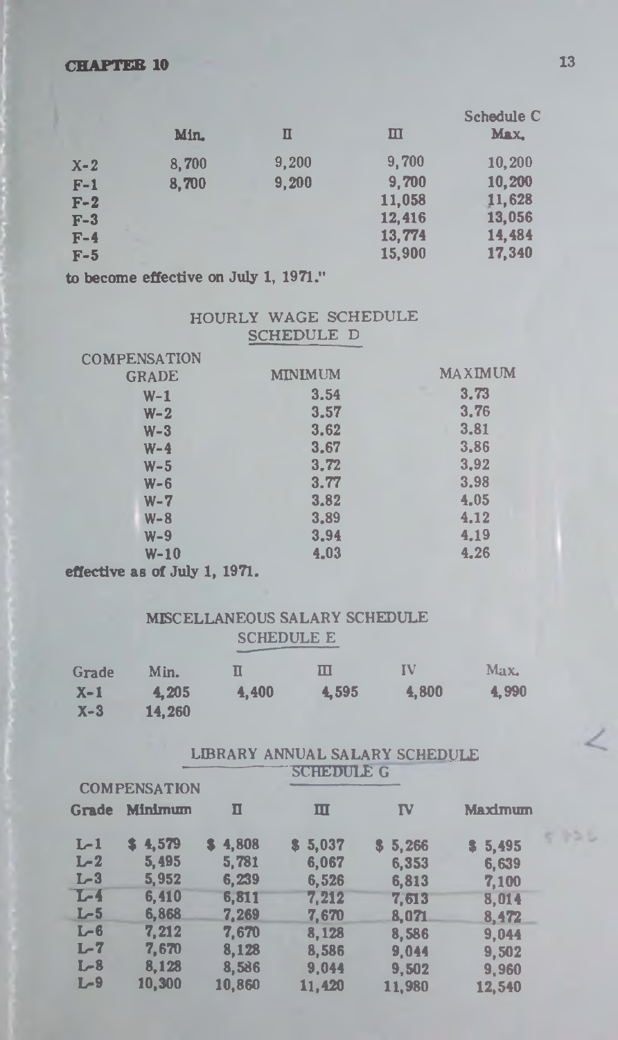|  | Min. | II | III | Schedule C Max. |
|---|---|---|---|---|
| X-2 | 8,700 | 9,200 | 9,700 | 10,200 |
| F-1 | 8,700 | 9,200 | 9,700 | 10,200 |
| F-2 |  |  | 11,058 | 11,628 |
| F-3 |  |  | 12,416 | 13,056 |
| F-4 |  |  | 13,774 | 14,484 |
| F-5 |  |  | 15,900 | 17,340 |

to become effective on July 1, 1971."

## HOURLY WAGE SCHEDULE

### SCHEDULE D

| COMPENSATION GRADE | MINIMUM | MAXIMUM |
|---|---|---|
| W-1 | 3.54 | 3.73 |
| W-2 | 3.57 | 3.76 |
| W-3 | 3.62 | 3.81 |
| W-4 | 3.67 | 3.86 |
| W-5 | 3.72 | 3.92 |
| W-6 | 3.77 | 3.98 |
| W-7 | 3.82 | 4.05 |
| W-8 | 3.89 | 4.12 |
| W-9 | 3.94 | 4.19 |
| W-10 | 4.03 | 4.26 |

effective as of July 1, 1971.

## MISCELLANEOUS SALARY SCHEDULE

### SCHEDULE E

| Grade | Min. | II | III | IV | Max. |
|---|---|---|---|---|---|
| X-1 | 4,205 | 4,400 | 4,595 | 4,800 | 4,990 |
| X-3 | 14,260 |  |  |  |  |

## LIBRARY ANNUAL SALARY SCHEDULE

### SCHEDULE G

| COMPENSATION Grade | Minimum | II | III | IV | Maximum |
|---|---|---|---|---|---|
| L-1 | $ 4,579 | $ 4,808 | $ 5,037 | $ 5,266 | $ 5,495 |
| L-2 | 5,495 | 5,781 | 6,067 | 6,353 | 6,639 |
| L-3 | 5,952 | 6,239 | 6,526 | 6,813 | 7,100 |
| L-4 | 6,410 | 6,811 | 7,212 | 7,613 | 8,014 |
| L-5 | 6,868 | 7,269 | 7,670 | 8,071 | 8,472 |
| L-6 | 7,212 | 7,670 | 8,128 | 8,586 | 9,044 |
| L-7 | 7,670 | 8,128 | 8,586 | 9,044 | 9,502 |
| L-8 | 8,128 | 8,586 | 9,044 | 9,502 | 9,960 |
| L-9 | 10,300 | 10,860 | 11,420 | 11,980 | 12,540 |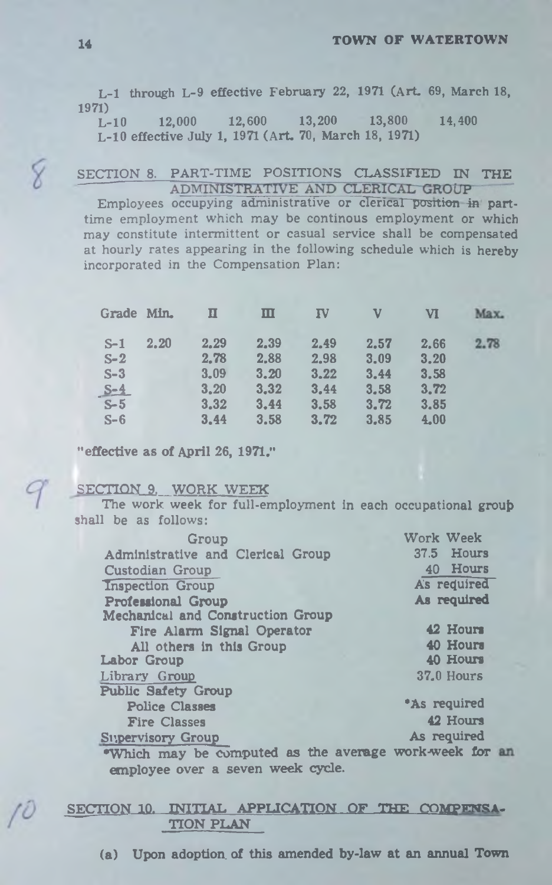L-1 through L-9 effective February 22, 1971 (Art. 69, March 18, 1971)

| | | | | | |
|---|---|---|---|---|---|
| L-10 | 12,000 | 12,600 | 13,200 | 13,800 | 14,400 |

L-10 effective July 1, 1971 (Art. 70, March 18, 1971)

## SECTION 8. PART-TIME POSITIONS CLASSIFIED IN THE ADMINISTRATIVE AND CLERICAL GROUP

Employees occupying administrative or clerical position in part-time employment which may be continous employment or which may constitute intermittent or casual service shall be compensated at hourly rates appearing in the following schedule which is hereby incorporated in the Compensation Plan:

| Grade | Min. | II | III | IV | V | VI | Max. |
|---|---|---|---|---|---|---|---|
| S-1 | 2.20 | 2.29 | 2.39 | 2.49 | 2.57 | 2.66 | 2.78 |
| S-2 | | 2.78 | 2.88 | 2.98 | 3.09 | 3.20 | |
| S-3 | | 3.09 | 3.20 | 3.22 | 3.44 | 3.58 | |
| S-4 | | 3.20 | 3.32 | 3.44 | 3.58 | 3.72 | |
| S-5 | | 3.32 | 3.44 | 3.58 | 3.72 | 3.85 | |
| S-6 | | 3.44 | 3.58 | 3.72 | 3.85 | 4.00 | |

"effective as of April 26, 1971."

## SECTION 9. WORK WEEK

The work week for full-employment in each occupational group shall be as follows:

| Group | Work Week |
|---|---|
| Administrative and Clerical Group | 37.5 Hours |
| Custodian Group | 40 Hours |
| Inspection Group | As required |
| Professional Group | As required |
| Mechanical and Construction Group | |
| Fire Alarm Signal Operator | 42 Hours |
| All others in this Group | 40 Hours |
| Labor Group | 40 Hours |
| Library Group | 37.0 Hours |
| Public Safety Group | |
| Police Classes | *As required |
| Fire Classes | 42 Hours |
| Supervisory Group | As required |

*Which may be computed as the average work-week for an employee over a seven week cycle.

## SECTION 10. INITIAL APPLICATION OF THE COMPENSATION PLAN

(a) Upon adoption of this amended by-law at an annual Town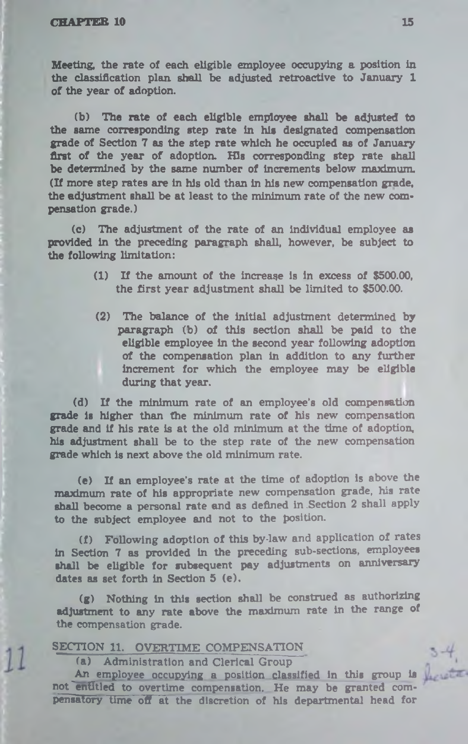Meeting, the rate of each eligible employee occupying a position in the classification plan shall be adjusted retroactive to January 1 of the year of adoption.

(b) The rate of each eligible employee shall be adjusted to the same corresponding step rate in his designated compensation grade of Section 7 as the step rate which he occupied as of January first of the year of adoption. His corresponding step rate shall be determined by the same number of increments below maximum. (If more step rates are in his old than in his new compensation grade, the adjustment shall be at least to the minimum rate of the new compensation grade.)

(c) The adjustment of the rate of an individual employee as provided in the preceding paragraph shall, however, be subject to the following limitation:

> (1) If the amount of the increase is in excess of $500.00, the first year adjustment shall be limited to $500.00.
>
> (2) The balance of the initial adjustment determined by paragraph (b) of this section shall be paid to the eligible employee in the second year following adoption of the compensation plan in addition to any further increment for which the employee may be eligible during that year.

(d) If the minimum rate of an employee's old compensation grade is higher than the minimum rate of his new compensation grade and if his rate is at the old minimum at the time of adoption, his adjustment shall be to the step rate of the new compensation grade which is next above the old minimum rate.

(e) If an employee's rate at the time of adoption is above the maximum rate of his appropriate new compensation grade, his rate shall become a personal rate and as defined in Section 2 shall apply to the subject employee and not to the position.

(f) Following adoption of this by-law and application of rates in Section 7 as provided in the preceding sub-sections, employees shall be eligible for subsequent pay adjustments on anniversary dates as set forth in Section 5 (e).

(g) Nothing in this section shall be construed as authorizing adjustment to any rate above the maximum rate in the range of the compensation grade.

## SECTION 11. OVERTIME COMPENSATION

(a) Administration and Clerical Group

An employee occupying a position classified in this group is not entitled to overtime compensation. He may be granted compensatory time off at the discretion of his departmental head for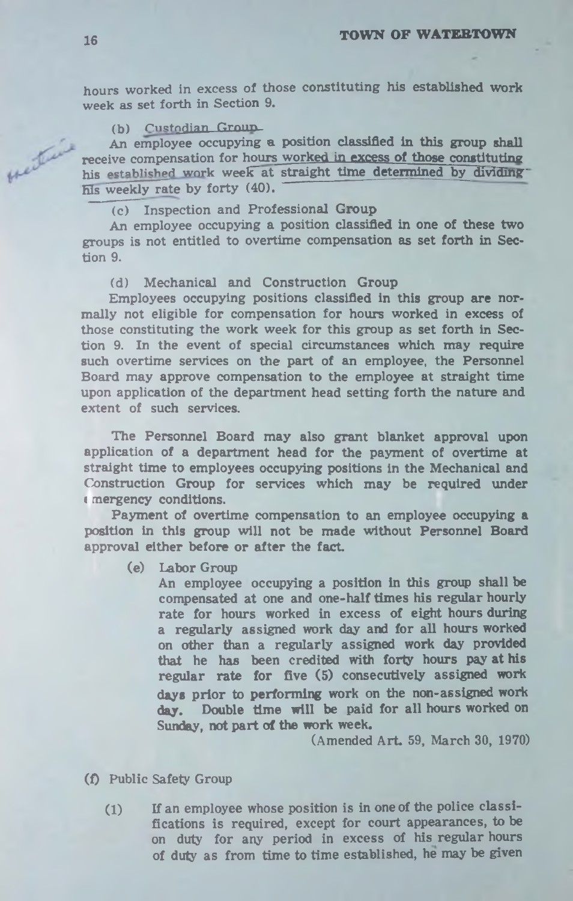hours worked in excess of those constituting his established work week as set forth in Section 9.

(b) Custodian Group

An employee occupying a position classified in this group shall receive compensation for hours worked in excess of those constituting his established work week at straight time determined by dividing his weekly rate by forty (40).

(c) Inspection and Professional Group

An employee occupying a position classified in one of these two groups is not entitled to overtime compensation as set forth in Section 9.

(d) Mechanical and Construction Group

Employees occupying positions classified in this group are normally not eligible for compensation for hours worked in excess of those constituting the work week for this group as set forth in Section 9. In the event of special circumstances which may require such overtime services on the part of an employee, the Personnel Board may approve compensation to the employee at straight time upon application of the department head setting forth the nature and extent of such services.

The Personnel Board may also grant blanket approval upon application of a department head for the payment of overtime at straight time to employees occupying positions in the Mechanical and Construction Group for services which may be required under emergency conditions.

Payment of overtime compensation to an employee occupying a position in this group will not be made without Personnel Board approval either before or after the fact.

(e) Labor Group

An employee occupying a position in this group shall be compensated at one and one-half times his regular hourly rate for hours worked in excess of eight hours during a regularly assigned work day and for all hours worked on other than a regularly assigned work day provided that he has been credited with forty hours pay at his regular rate for five (5) consecutively assigned work days prior to performing work on the non-assigned work day. Double time will be paid for all hours worked on Sunday, not part of the work week.

(Amended Art. 59, March 30, 1970)

(f) Public Safety Group

(1) If an employee whose position is in one of the police classifications is required, except for court appearances, to be on duty for any period in excess of his regular hours of duty as from time to time established, he may be given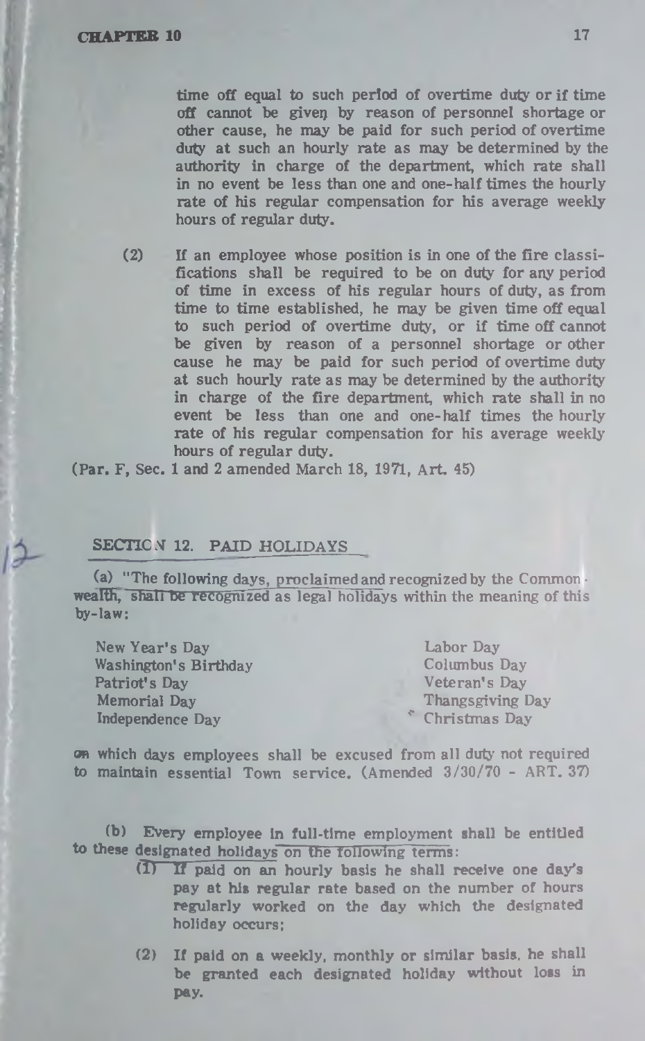time off equal to such period of overtime duty or if time off cannot be given by reason of personnel shortage or other cause, he may be paid for such period of overtime duty at such an hourly rate as may be determined by the authority in charge of the department, which rate shall in no event be less than one and one-half times the hourly rate of his regular compensation for his average weekly hours of regular duty.

(2) If an employee whose position is in one of the fire classifications shall be required to be on duty for any period of time in excess of his regular hours of duty, as from time to time established, he may be given time off equal to such period of overtime duty, or if time off cannot be given by reason of a personnel shortage or other cause he may be paid for such period of overtime duty at such hourly rate as may be determined by the authority in charge of the fire department, which rate shall in no event be less than one and one-half times the hourly rate of his regular compensation for his average weekly hours of regular duty.

(Par. F, Sec. 1 and 2 amended March 18, 1971, Art. 45)

## SECTION 12. PAID HOLIDAYS

(a) "The following days, proclaimed and recognized by the Commonwealth, shall be recognized as legal holidays within the meaning of this by-law:

New Year's Day
Washington's Birthday
Patriot's Day
Memorial Day
Independence Day
Labor Day
Columbus Day
Veteran's Day
Thangsgiving Day
Christmas Day

on which days employees shall be excused from all duty not required to maintain essential Town service. (Amended 3/30/70 - ART. 37)

(b) Every employee in full-time employment shall be entitled to these designated holidays on the following terms:

(1) If paid on an hourly basis he shall receive one day's pay at his regular rate based on the number of hours regularly worked on the day which the designated holiday occurs;

(2) If paid on a weekly, monthly or similar basis, he shall be granted each designated holiday without loss in pay.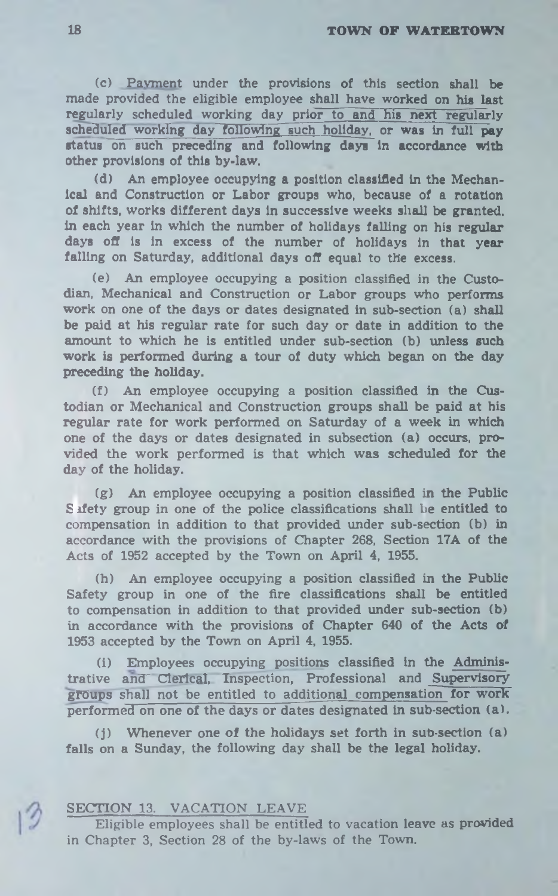(c) Payment under the provisions of this section shall be made provided the eligible employee shall have worked on his last regularly scheduled working day prior to and his next regularly scheduled working day following such holiday, or was in full pay status on such preceding and following days in accordance with other provisions of this by-law.

(d) An employee occupying a position classified in the Mechanical and Construction or Labor groups who, because of a rotation of shifts, works different days in successive weeks shall be granted, in each year in which the number of holidays falling on his regular days off is in excess of the number of holidays in that year falling on Saturday, additional days off equal to the excess.

(e) An employee occupying a position classified in the Custodian, Mechanical and Construction or Labor groups who performs work on one of the days or dates designated in sub-section (a) shall be paid at his regular rate for such day or date in addition to the amount to which he is entitled under sub-section (b) unless such work is performed during a tour of duty which began on the day preceding the holiday.

(f) An employee occupying a position classified in the Custodian or Mechanical and Construction groups shall be paid at his regular rate for work performed on Saturday of a week in which one of the days or dates designated in subsection (a) occurs, provided the work performed is that which was scheduled for the day of the holiday.

(g) An employee occupying a position classified in the Public Safety group in one of the police classifications shall be entitled to compensation in addition to that provided under sub-section (b) in accordance with the provisions of Chapter 268, Section 17A of the Acts of 1952 accepted by the Town on April 4, 1955.

(h) An employee occupying a position classified in the Public Safety group in one of the fire classifications shall be entitled to compensation in addition to that provided under sub-section (b) in accordance with the provisions of Chapter 640 of the Acts of 1953 accepted by the Town on April 4, 1955.

(i) Employees occupying positions classified in the Administrative and Clerical, Inspection, Professional and Supervisory groups shall not be entitled to additional compensation for work performed on one of the days or dates designated in sub-section (a).

(j) Whenever one of the holidays set forth in sub-section (a) falls on a Sunday, the following day shall be the legal holiday.

## SECTION 13. VACATION LEAVE

Eligible employees shall be entitled to vacation leave as provided in Chapter 3, Section 28 of the by-laws of the Town.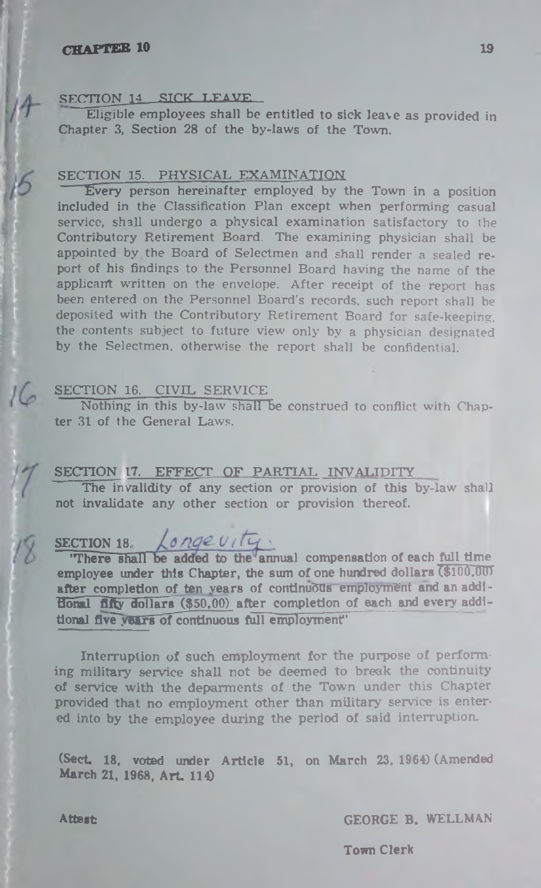### SECTION 14. SICK LEAVE

Eligible employees shall be entitled to sick leave as provided in Chapter 3, Section 28 of the by-laws of the Town.

### SECTION 15. PHYSICAL EXAMINATION

Every person hereinafter employed by the Town in a position included in the Classification Plan except when performing casual service, shall undergo a physical examination satisfactory to the Contributory Retirement Board. The examining physician shall be appointed by the Board of Selectmen and shall render a sealed report of his findings to the Personnel Board having the name of the applicant written on the envelope. After receipt of the report has been entered on the Personnel Board's records, such report shall be deposited with the Contributory Retirement Board for safe-keeping, the contents subject to future view only by a physician designated by the Selectmen, otherwise the report shall be confidential.

### SECTION 16. CIVIL SERVICE

Nothing in this by-law shall be construed to conflict with Chapter 31 of the General Laws.

### SECTION 17. EFFECT OF PARTIAL INVALIDITY

The invalidity of any section or provision of this by-law shall not invalidate any other section or provision thereof.

### SECTION 18. Longevity.

"There shall be added to the annual compensation of each full time employee under this Chapter, the sum of one hundred dollars ($100.00) after completion of ten years of continuous employment and an additional fifty dollars ($50.00) after completion of each and every additional five years of continuous full employment"

Interruption of such employment for the purpose of performing military service shall not be deemed to break the continuity of service with the deparments of the Town under this Chapter provided that no employment other than military service is entered into by the employee during the period of said interruption.

(Sect. 18, voted under Article 51, on March 23, 1964) (Amended March 21, 1968, Art. 114)

Attest: GEORGE B. WELLMAN

Town Clerk